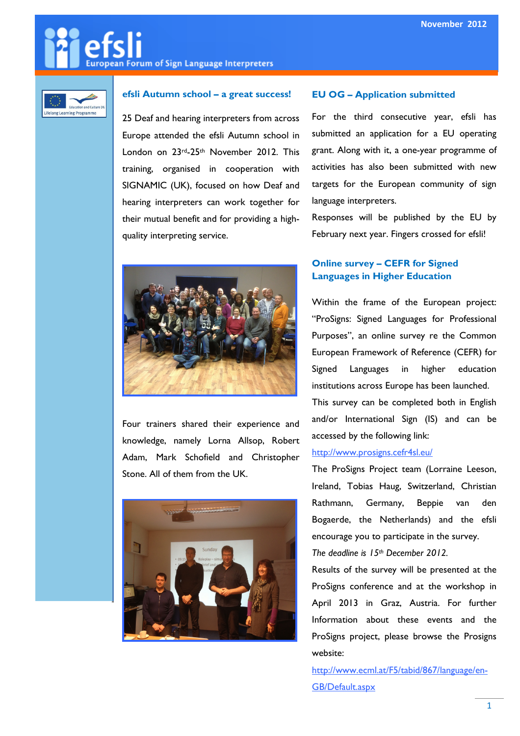November 2012

# efsli

European Forum of Sign Language Interpreters

## efsli Autumn school – a great success!

25 Deaf and hearing interpreters from across Europe attended the efsli Autumn school in London on 23rd-25th November 2012. This training, organised in cooperation with SIGNAMIC (UK), focused on how Deaf and hearing interpreters can work together for their mutual benefit and for providing a high-quality interpreting service.

Four trainers shared their experience and knowledge, namely Lorna Allsop, Robert Adam, Mark Schofield and Christopher Stone. All of them from the UK.

## EU OG – Application submitted

For the third consecutive year, efsli has submitted an application for a EU operating grant. Along with it, a one-year programme of activities has also been submitted with new targets for the European community of sign language interpreters.

Responses will be published by the EU by February next year. Fingers crossed for efsli!

## Online survey – CEFR for Signed Languages in Higher Education

Within the frame of the European project: "ProSigns: Signed Languages for Professional Purposes", an online survey re the Common European Framework of Reference (CEFR) for Signed Languages in higher education institutions across Europe has been launched.

This survey can be completed both in English and/or International Sign (IS) and can be accessed by the following link:

http://www.prosigns.cefr4sl.eu/

The ProSigns Project team (Lorraine Leeson, Ireland, Tobias Haug, Switzerland, Christian Rathmann, Germany, Beppie van den Bogaerde, the Netherlands) and the efsli encourage you to participate in the survey.

*The deadline is 15th December 2012.*

Results of the survey will be presented at the ProSigns conference and at the workshop in April 2013 in Graz, Austria. For further Information about these events and the ProSigns project, please browse the Prosigns website:

http://www.ecml.at/F5/tabid/867/language/en-GB/Default.aspx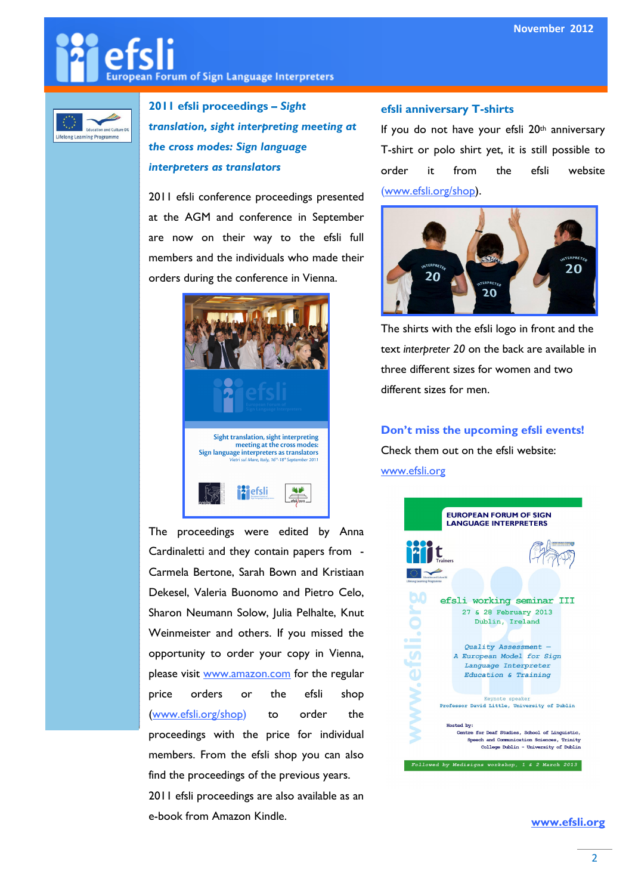## 2011 efsli proceedings – *Sight translation, sight interpreting meeting at the cross modes: Sign language interpreters as translators*

2011 efsli conference proceedings presented at the AGM and conference in September are now on their way to the efsli full members and the individuals who made their orders during the conference in Vienna.

The proceedings were edited by Anna Cardinaletti and they contain papers from - Carmela Bertone, Sarah Bown and Kristiaan Dekesel, Valeria Buonomo and Pietro Celo, Sharon Neumann Solow, Julia Pelhalte, Knut Weinmeister and others. If you missed the opportunity to order your copy in Vienna, please visit www.amazon.com for the regular price orders or the efsli shop (www.efsli.org/shop) to order the proceedings with the price for individual members. From the efsli shop you can also find the proceedings of the previous years.

2011 efsli proceedings are also available as an e-book from Amazon Kindle.

## efsli anniversary T-shirts

If you do not have your efsli 20th anniversary T-shirt or polo shirt yet, it is still possible to order it from the efsli website (www.efsli.org/shop).

The shirts with the efsli logo in front and the text *interpreter 20* on the back are available in three different sizes for women and two different sizes for men.

## Don't miss the upcoming efsli events!

Check them out on the efsli website: www.efsli.org

www.efsli.org